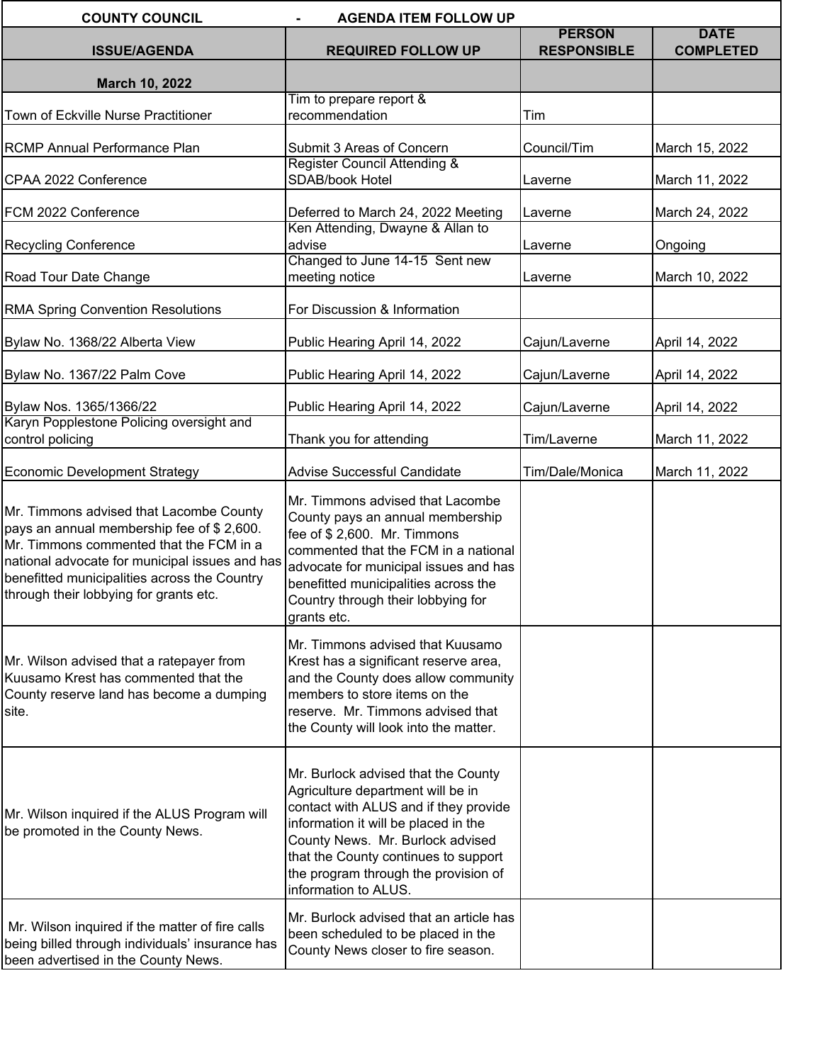**COUNTY COUNCIL - AGENDA ITEM FOLLOW UP**

| ISSUE/AGENDA | REQUIRED FOLLOW UP | PERSON RESPONSIBLE | DATE COMPLETED |
|---|---|---|---|
| **March 10, 2022** | | | |
| Town of Eckville Nurse Practitioner | Tim to prepare report & recommendation | Tim | |
| RCMP Annual Performance Plan | Submit 3 Areas of Concern | Council/Tim | March 15, 2022 |
| CPAA 2022 Conference | Register Council Attending & SDAB/book Hotel | Laverne | March 11, 2022 |
| FCM 2022 Conference | Deferred to March 24, 2022 Meeting | Laverne | March 24, 2022 |
| Recycling Conference | Ken Attending, Dwayne & Allan to advise | Laverne | Ongoing |
| Road Tour Date Change | Changed to June 14-15 Sent new meeting notice | Laverne | March 10, 2022 |
| RMA Spring Convention Resolutions | For Discussion & Information | | |
| Bylaw No. 1368/22 Alberta View | Public Hearing April 14, 2022 | Cajun/Laverne | April 14, 2022 |
| Bylaw No. 1367/22 Palm Cove | Public Hearing April 14, 2022 | Cajun/Laverne | April 14, 2022 |
| Bylaw Nos. 1365/1366/22 | Public Hearing April 14, 2022 | Cajun/Laverne | April 14, 2022 |
| Karyn Popplestone Policing oversight and control policing | Thank you for attending | Tim/Laverne | March 11, 2022 |
| Economic Development Strategy | Advise Successful Candidate | Tim/Dale/Monica | March 11, 2022 |
| Mr. Timmons advised that Lacombe County pays an annual membership fee of $ 2,600. Mr. Timmons commented that the FCM in a national advocate for municipal issues and has benefitted municipalities across the Country through their lobbying for grants etc. | Mr. Timmons advised that Lacombe County pays an annual membership fee of $ 2,600. Mr. Timmons commented that the FCM in a national advocate for municipal issues and has benefitted municipalities across the Country through their lobbying for grants etc. | | |
| Mr. Wilson advised that a ratepayer from Kuusamo Krest has commented that the County reserve land has become a dumping site. | Mr. Timmons advised that Kuusamo Krest has a significant reserve area, and the County does allow community members to store items on the reserve. Mr. Timmons advised that the County will look into the matter. | | |
| Mr. Wilson inquired if the ALUS Program will be promoted in the County News. | Mr. Burlock advised that the County Agriculture department will be in contact with ALUS and if they provide information it will be placed in the County News. Mr. Burlock advised that the County continues to support the program through the provision of information to ALUS. | | |
| Mr. Wilson inquired if the matter of fire calls being billed through individuals' insurance has been advertised in the County News. | Mr. Burlock advised that an article has been scheduled to be placed in the County News closer to fire season. | | |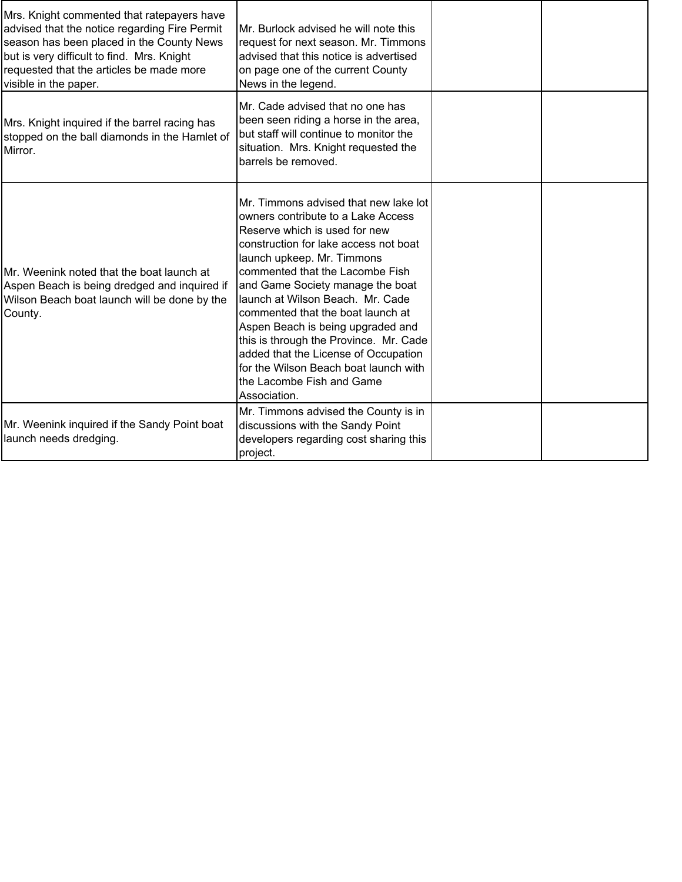| | | | |
|---|---|---|---|
| Mrs. Knight commented that ratepayers have advised that the notice regarding Fire Permit season has been placed in the County News but is very difficult to find. Mrs. Knight requested that the articles be made more visible in the paper. | Mr. Burlock advised he will note this request for next season. Mr. Timmons advised that this notice is advertised on page one of the current County News in the legend. | | |
| Mrs. Knight inquired if the barrel racing has stopped on the ball diamonds in the Hamlet of Mirror. | Mr. Cade advised that no one has been seen riding a horse in the area, but staff will continue to monitor the situation. Mrs. Knight requested the barrels be removed. | | |
| Mr. Weenink noted that the boat launch at Aspen Beach is being dredged and inquired if Wilson Beach boat launch will be done by the County. | Mr. Timmons advised that new lake lot owners contribute to a Lake Access Reserve which is used for new construction for lake access not boat launch upkeep. Mr. Timmons commented that the Lacombe Fish and Game Society manage the boat launch at Wilson Beach. Mr. Cade commented that the boat launch at Aspen Beach is being upgraded and this is through the Province. Mr. Cade added that the License of Occupation for the Wilson Beach boat launch with the Lacombe Fish and Game Association. | | |
| Mr. Weenink inquired if the Sandy Point boat launch needs dredging. | Mr. Timmons advised the County is in discussions with the Sandy Point developers regarding cost sharing this project. | | |